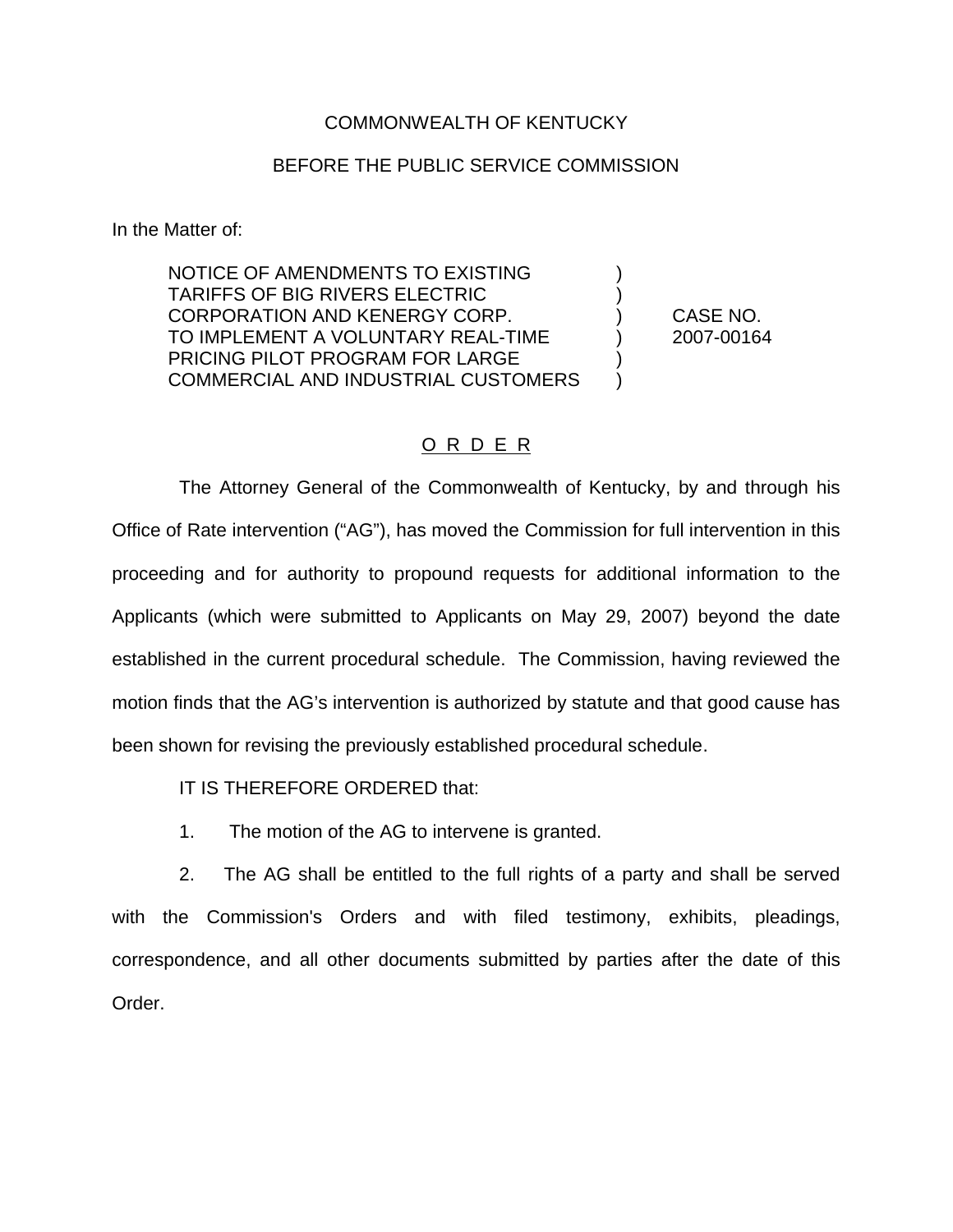COMMONWEALTH OF KENTUCKY

BEFORE THE PUBLIC SERVICE COMMISSION

In the Matter of:

| | | |
|---|---|---|
| NOTICE OF AMENDMENTS TO EXISTING TARIFFS OF BIG RIVERS ELECTRIC CORPORATION AND KENERGY CORP. TO IMPLEMENT A VOLUNTARY REAL-TIME PRICING PILOT PROGRAM FOR LARGE COMMERCIAL AND INDUSTRIAL CUSTOMERS | ) ) ) ) ) ) | CASE NO. 2007-00164 |

O R D E R

The Attorney General of the Commonwealth of Kentucky, by and through his Office of Rate intervention ("AG"), has moved the Commission for full intervention in this proceeding and for authority to propound requests for additional information to the Applicants (which were submitted to Applicants on May 29, 2007) beyond the date established in the current procedural schedule. The Commission, having reviewed the motion finds that the AG's intervention is authorized by statute and that good cause has been shown for revising the previously established procedural schedule.

IT IS THEREFORE ORDERED that:

1. The motion of the AG to intervene is granted.

2. The AG shall be entitled to the full rights of a party and shall be served with the Commission's Orders and with filed testimony, exhibits, pleadings, correspondence, and all other documents submitted by parties after the date of this Order.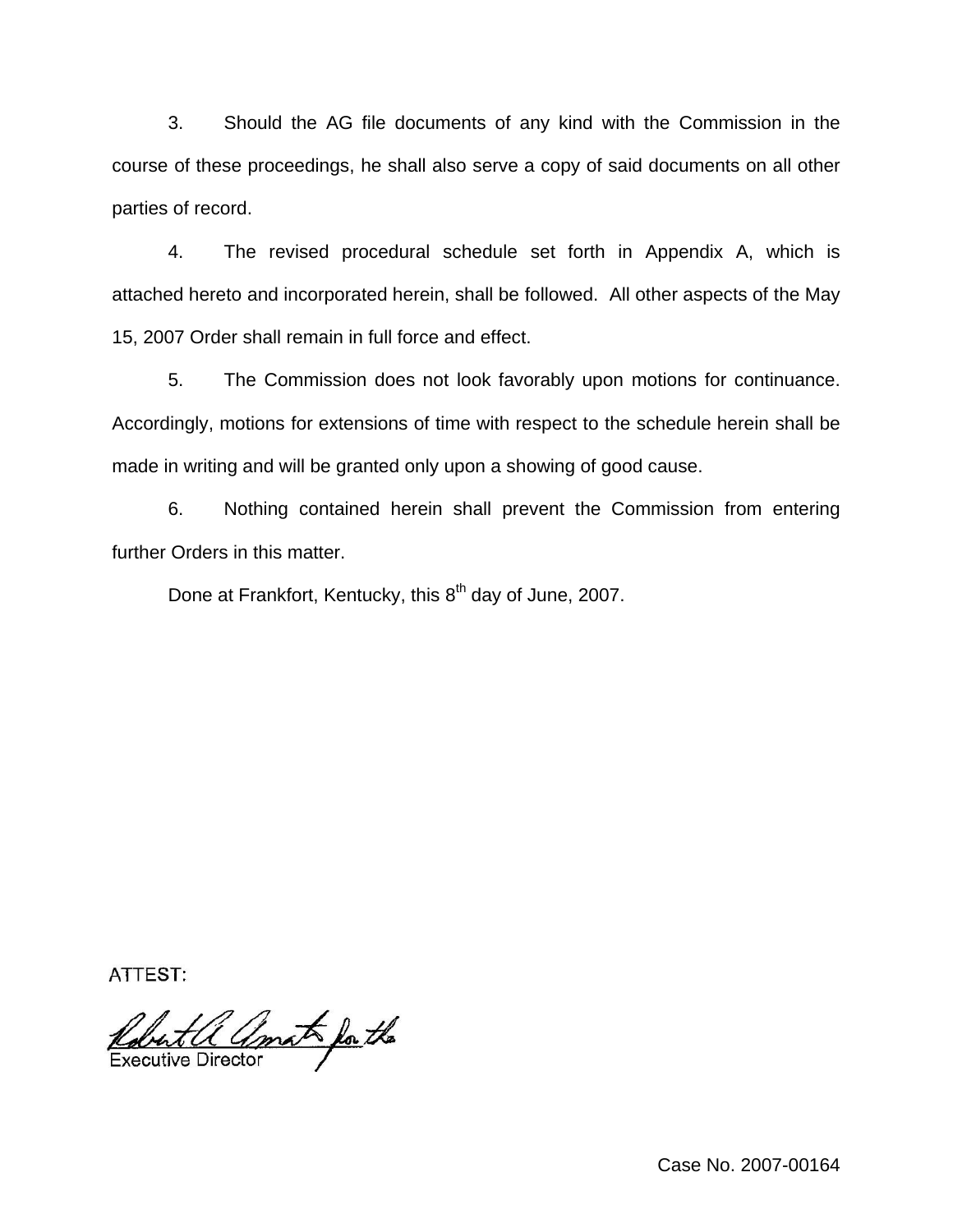3. Should the AG file documents of any kind with the Commission in the course of these proceedings, he shall also serve a copy of said documents on all other parties of record.

4. The revised procedural schedule set forth in Appendix A, which is attached hereto and incorporated herein, shall be followed. All other aspects of the May 15, 2007 Order shall remain in full force and effect.

5. The Commission does not look favorably upon motions for continuance. Accordingly, motions for extensions of time with respect to the schedule herein shall be made in writing and will be granted only upon a showing of good cause.

6. Nothing contained herein shall prevent the Commission from entering further Orders in this matter.

Done at Frankfort, Kentucky, this 8th day of June, 2007.

ATTEST:

Robert A. Amato for the
Executive Director

Case No. 2007-00164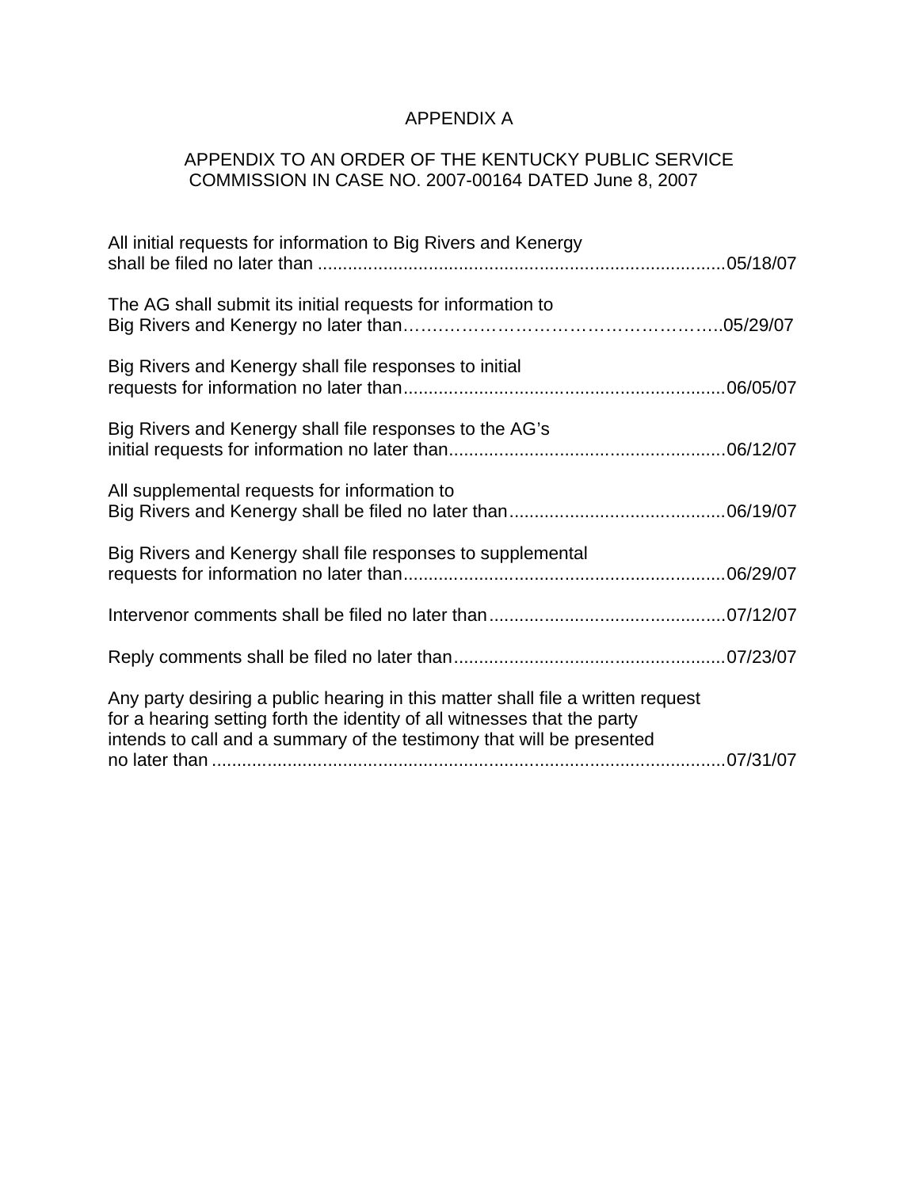APPENDIX A

APPENDIX TO AN ORDER OF THE KENTUCKY PUBLIC SERVICE COMMISSION IN CASE NO. 2007-00164 DATED June 8, 2007

All initial requests for information to Big Rivers and Kenergy shall be filed no later than ................................................................................05/18/07

The AG shall submit its initial requests for information to Big Rivers and Kenergy no later than……………………………………………..05/29/07

Big Rivers and Kenergy shall file responses to initial requests for information no later than...............................................................06/05/07

Big Rivers and Kenergy shall file responses to the AG's initial requests for information no later than......................................................06/12/07

All supplemental requests for information to Big Rivers and Kenergy shall be filed no later than..........................................06/19/07

Big Rivers and Kenergy shall file responses to supplemental requests for information no later than...............................................................06/29/07

Intervenor comments shall be filed no later than..............................................07/12/07

Reply comments shall be filed no later than.....................................................07/23/07

Any party desiring a public hearing in this matter shall file a written request for a hearing setting forth the identity of all witnesses that the party intends to call and a summary of the testimony that will be presented no later than .....................................................................................................07/31/07